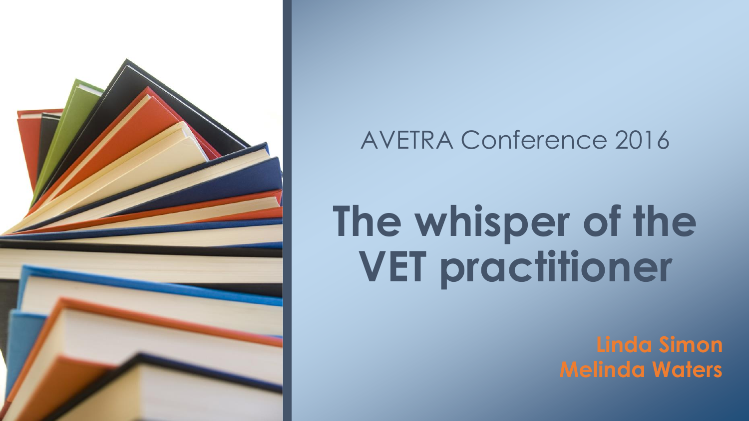AVETRA Conference 2016

# The whisper of the VET practitioner

**Linda Simon**
**Melinda Waters**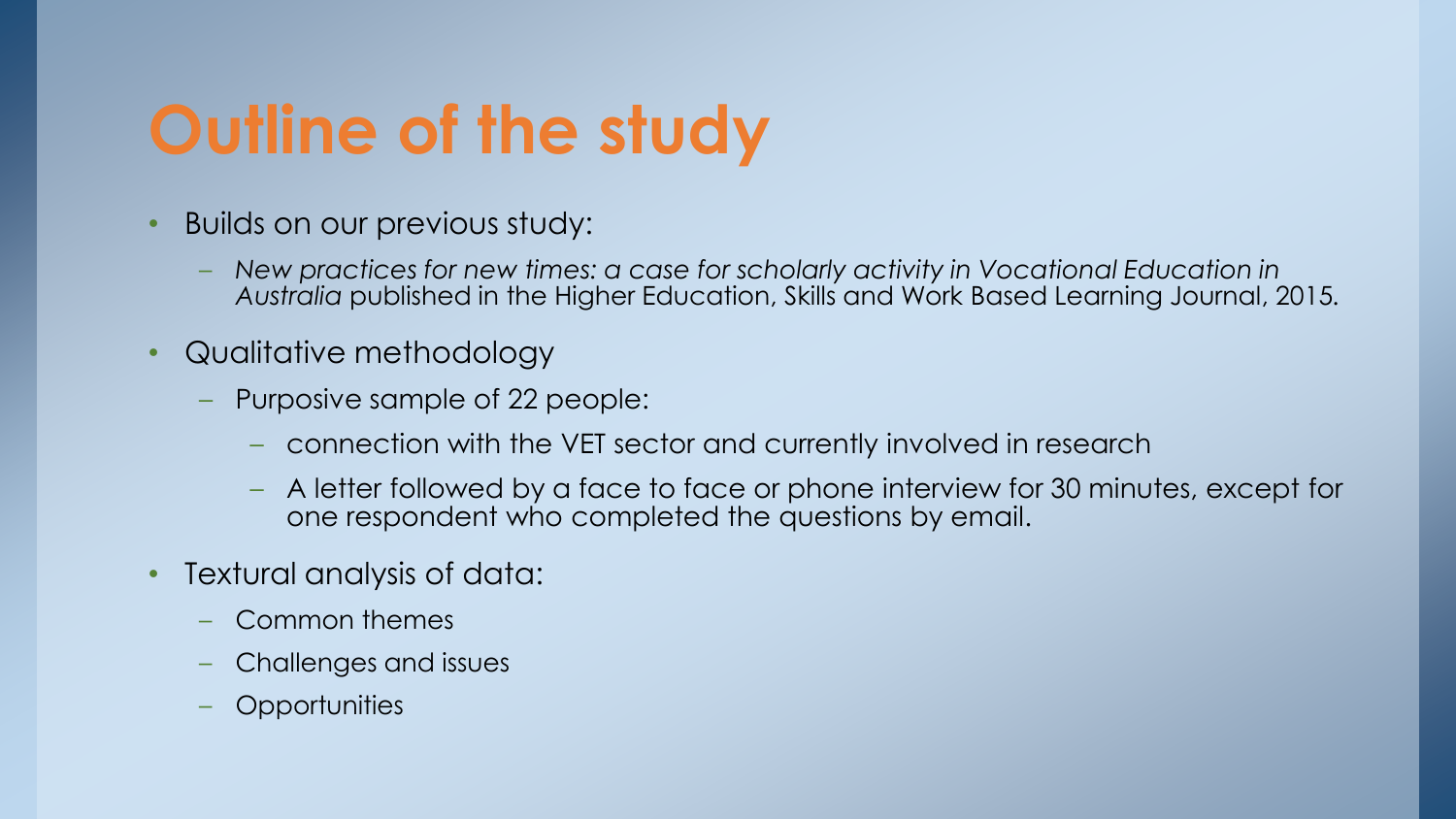# Outline of the study

- Builds on our previous study:
  - *New practices for new times: a case for scholarly activity in Vocational Education in Australia* published in the Higher Education, Skills and Work Based Learning Journal, 2015.
- Qualitative methodology
  - Purposive sample of 22 people:
    - connection with the VET sector and currently involved in research
    - A letter followed by a face to face or phone interview for 30 minutes, except for one respondent who completed the questions by email.
- Textural analysis of data:
  - Common themes
  - Challenges and issues
  - Opportunities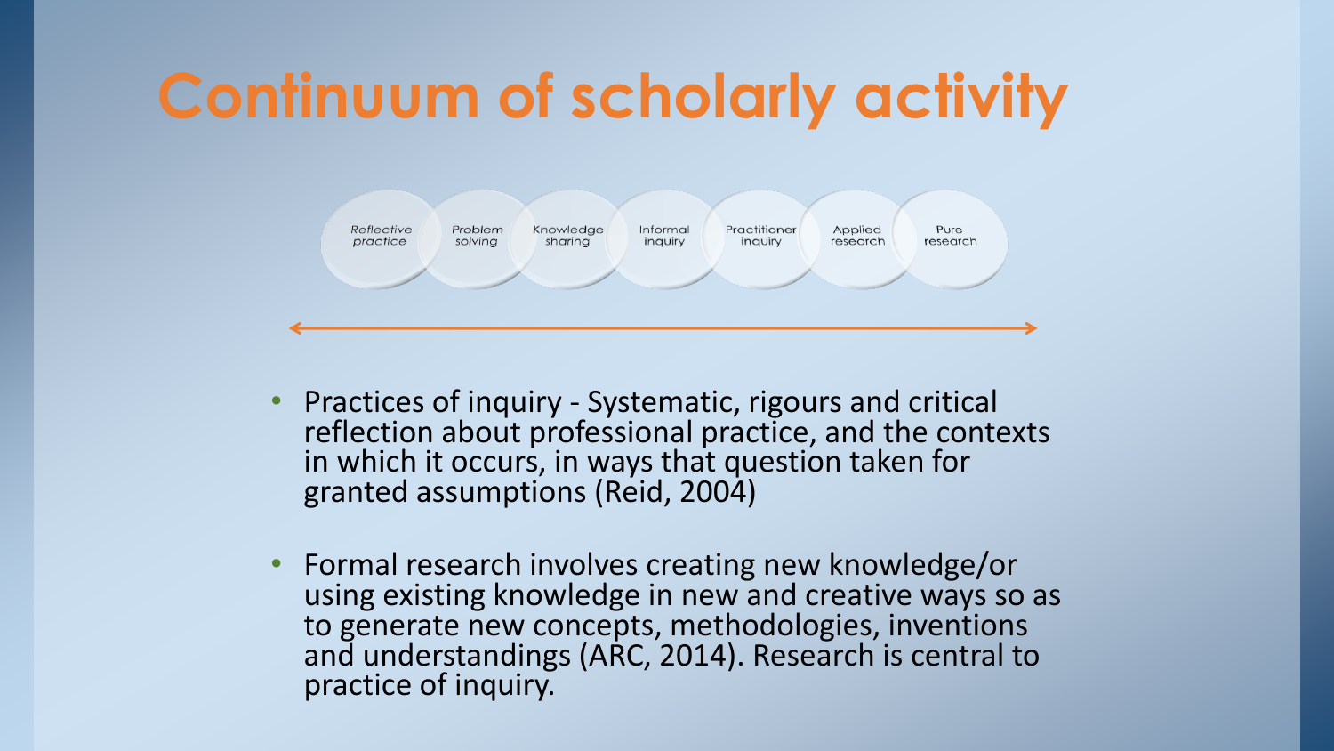# Continuum of scholarly activity

*Reflective practice* — Problem solving — Knowledge sharing — Informal inquiry — Practitioner inquiry — Applied research — Pure research

- Practices of inquiry - Systematic, rigours and critical reflection about professional practice, and the contexts in which it occurs, in ways that question taken for granted assumptions (Reid, 2004)

- Formal research involves creating new knowledge/or using existing knowledge in new and creative ways so as to generate new concepts, methodologies, inventions and understandings (ARC, 2014). Research is central to practice of inquiry.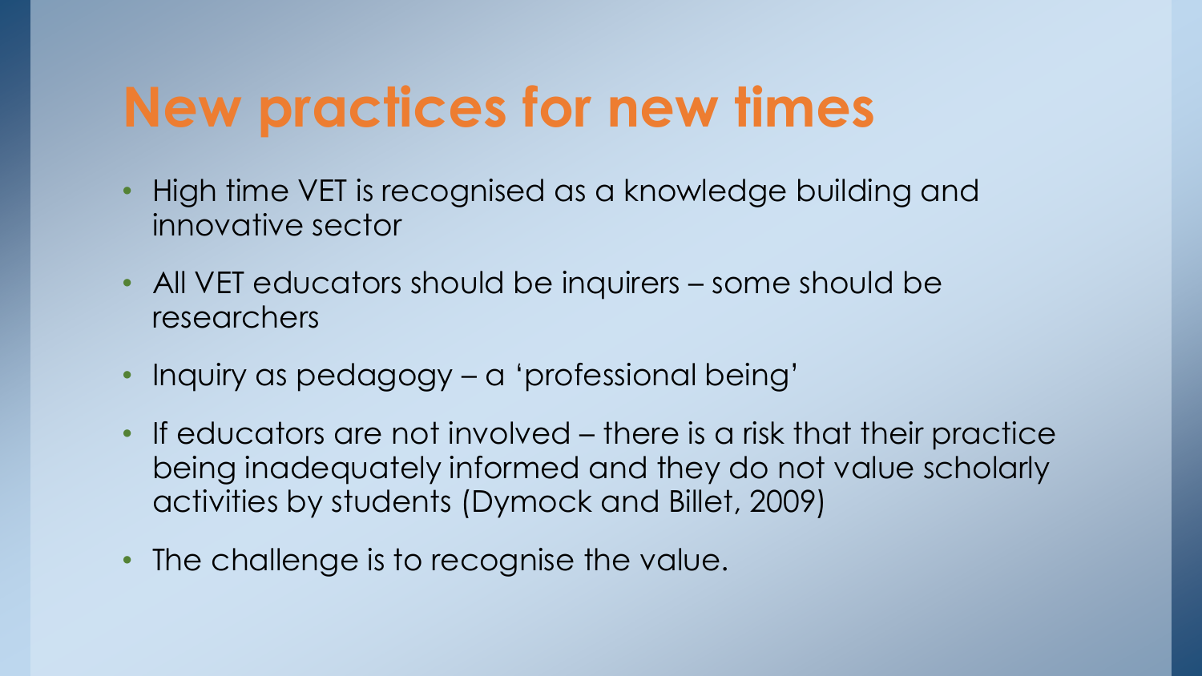# New practices for new times

- High time VET is recognised as a knowledge building and innovative sector
- All VET educators should be inquirers – some should be researchers
- Inquiry as pedagogy – a 'professional being'
- If educators are not involved – there is a risk that their practice being inadequately informed and they do not value scholarly activities by students (Dymock and Billet, 2009)
- The challenge is to recognise the value.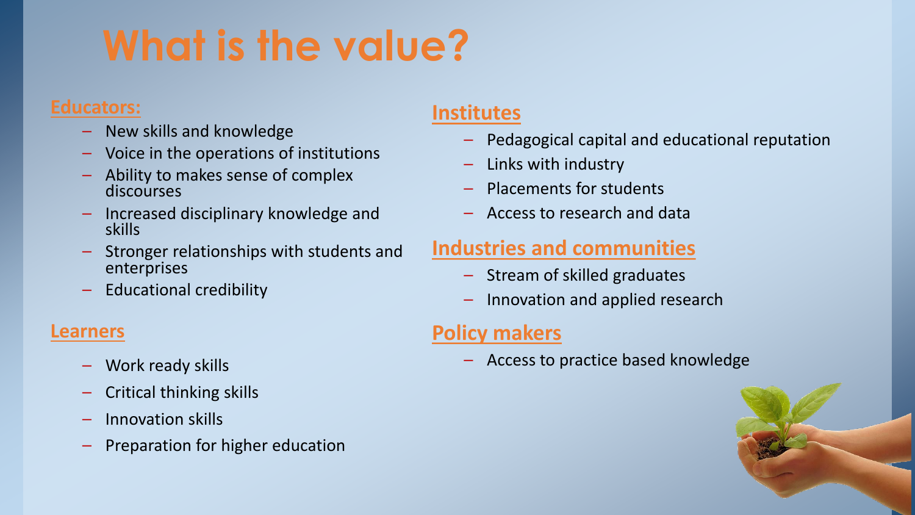# What is the value?

## Educators:

- New skills and knowledge
- Voice in the operations of institutions
- Ability to makes sense of complex discourses
- Increased disciplinary knowledge and skills
- Stronger relationships with students and enterprises
- Educational credibility

## Learners

- Work ready skills
- Critical thinking skills
- Innovation skills
- Preparation for higher education

## Institutes

- Pedagogical capital and educational reputation
- Links with industry
- Placements for students
- Access to research and data

## Industries and communities

- Stream of skilled graduates
- Innovation and applied research

## Policy makers

- Access to practice based knowledge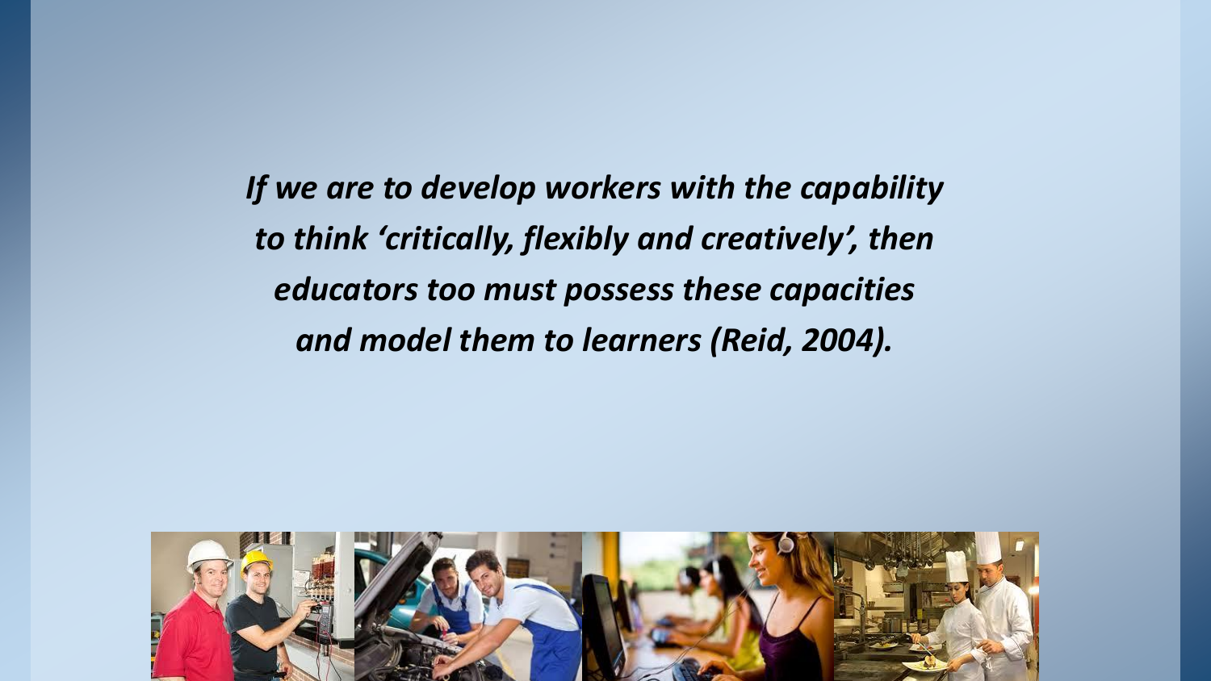*If we are to develop workers with the capability to think 'critically, flexibly and creatively', then educators too must possess these capacities and model them to learners (Reid, 2004).*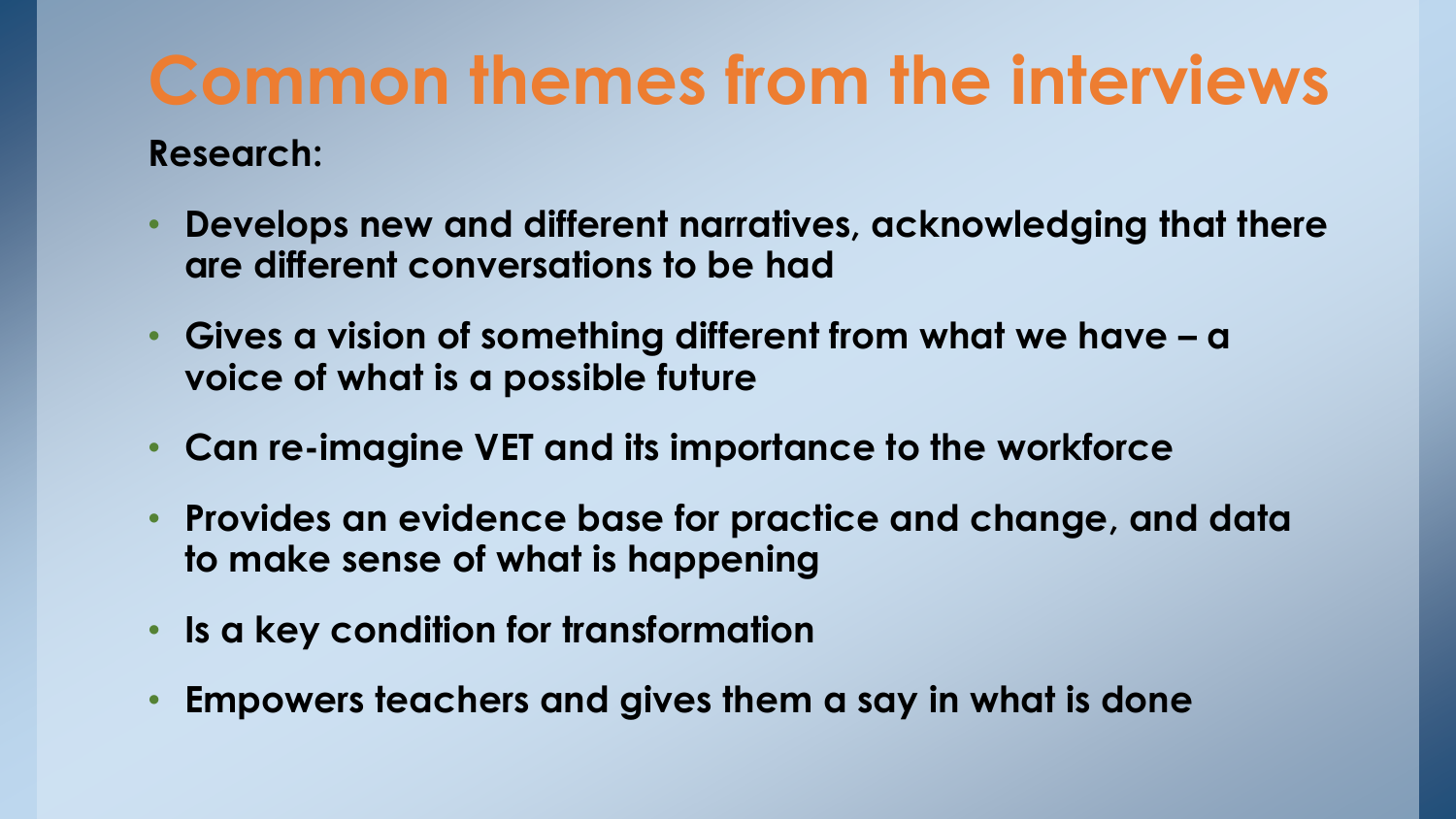# Common themes from the interviews

**Research:**

- **Develops new and different narratives, acknowledging that there are different conversations to be had**
- **Gives a vision of something different from what we have – a voice of what is a possible future**
- **Can re-imagine VET and its importance to the workforce**
- **Provides an evidence base for practice and change, and data to make sense of what is happening**
- **Is a key condition for transformation**
- **Empowers teachers and gives them a say in what is done**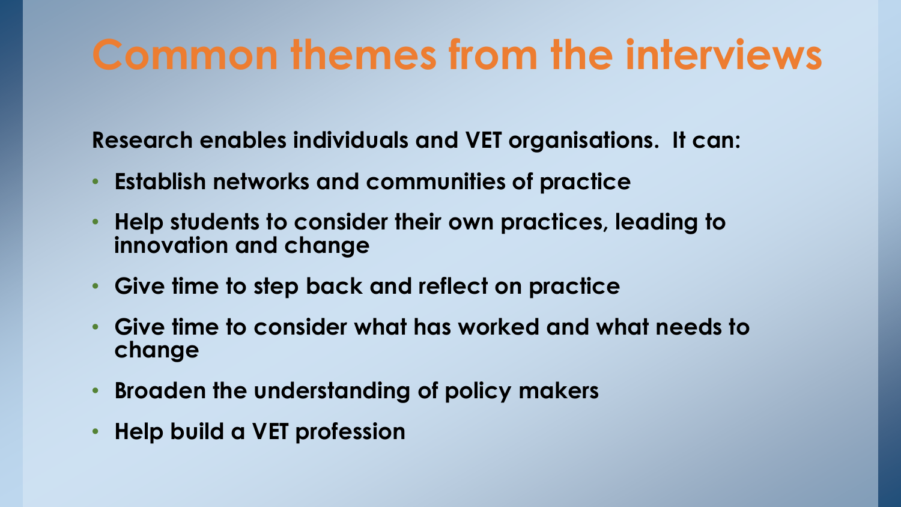# Common themes from the interviews

**Research enables individuals and VET organisations. It can:**

- **Establish networks and communities of practice**
- **Help students to consider their own practices, leading to innovation and change**
- **Give time to step back and reflect on practice**
- **Give time to consider what has worked and what needs to change**
- **Broaden the understanding of policy makers**
- **Help build a VET profession**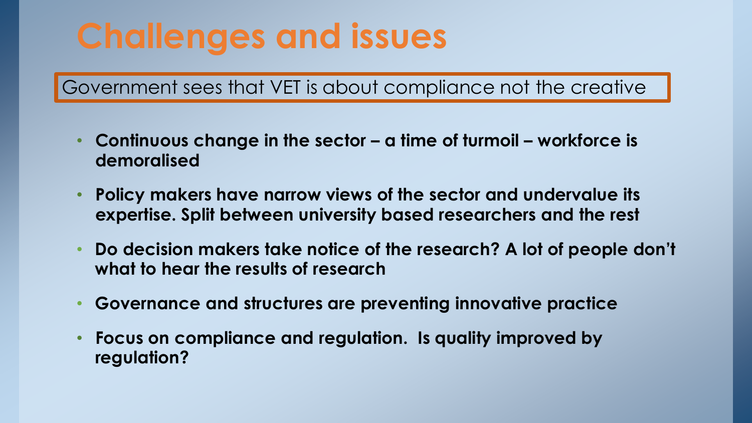# Challenges and issues

Government sees that VET is about compliance not the creative

- **Continuous change in the sector – a time of turmoil – workforce is demoralised**
- **Policy makers have narrow views of the sector and undervalue its expertise. Split between university based researchers and the rest**
- **Do decision makers take notice of the research? A lot of people don't what to hear the results of research**
- **Governance and structures are preventing innovative practice**
- **Focus on compliance and regulation. Is quality improved by regulation?**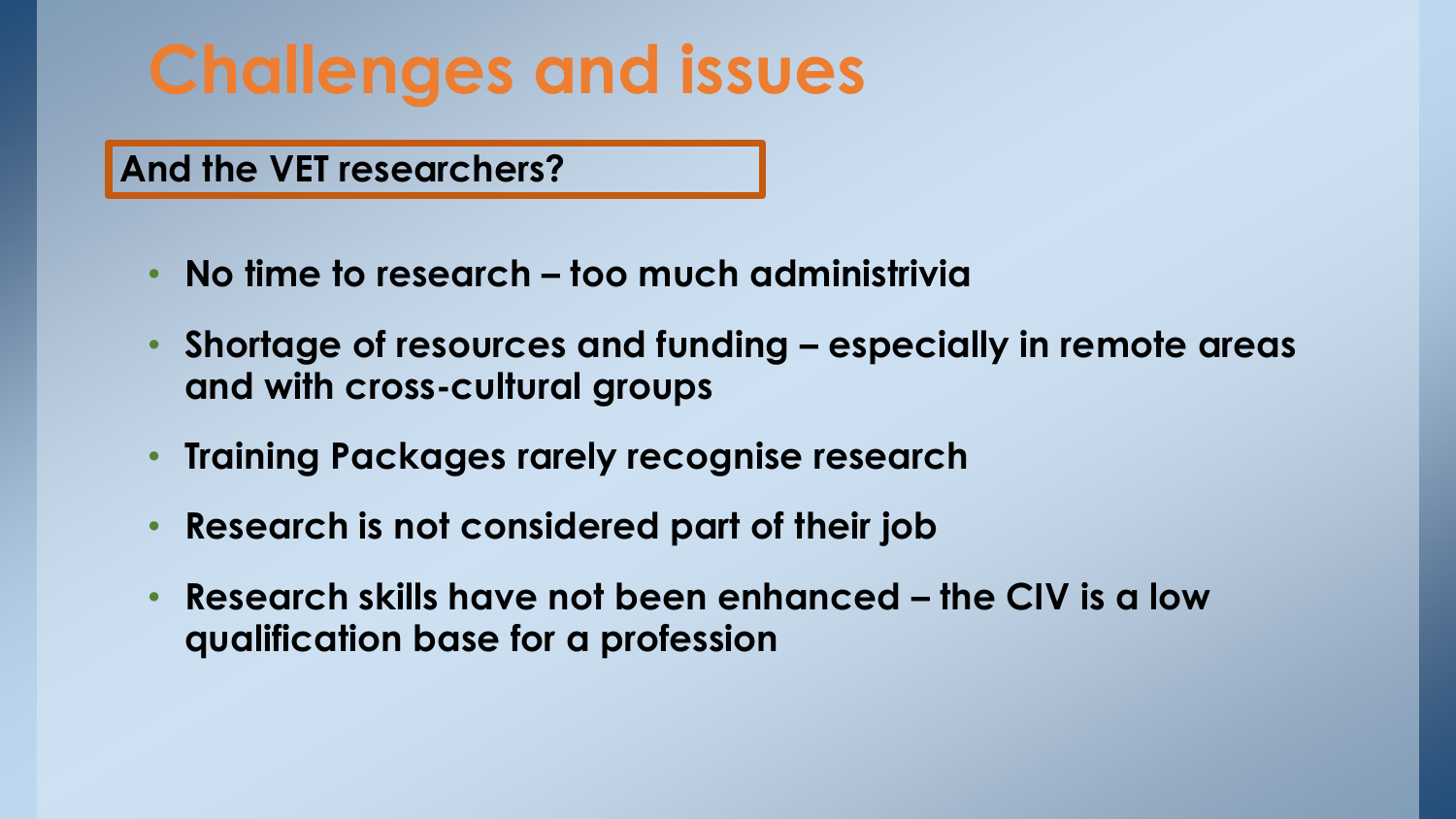# Challenges and issues

**And the VET researchers?**

- **No time to research – too much administrivia**
- **Shortage of resources and funding – especially in remote areas and with cross-cultural groups**
- **Training Packages rarely recognise research**
- **Research is not considered part of their job**
- **Research skills have not been enhanced – the CIV is a low qualification base for a profession**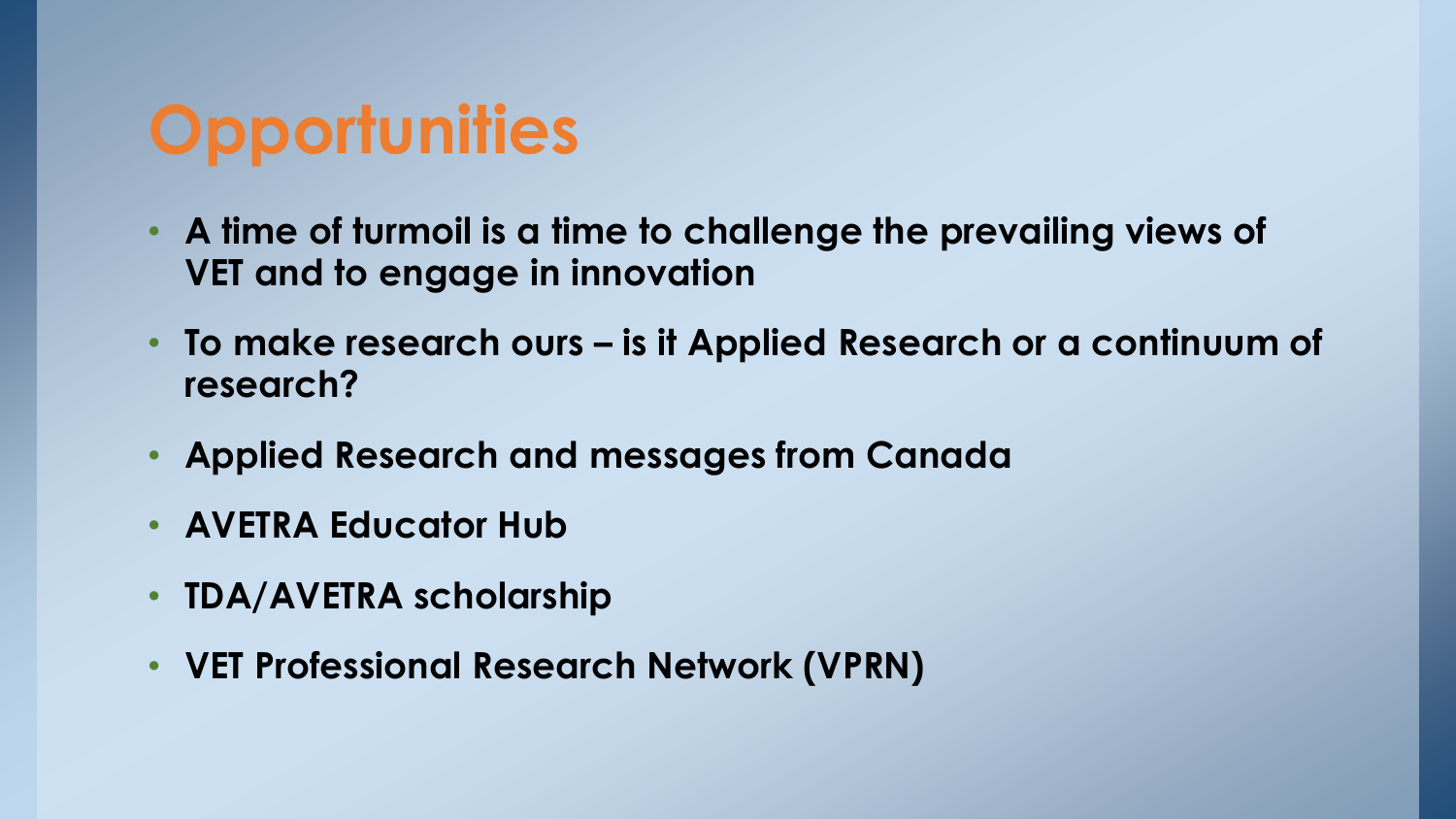# Opportunities

- **A time of turmoil is a time to challenge the prevailing views of VET and to engage in innovation**
- **To make research ours – is it Applied Research or a continuum of research?**
- **Applied Research and messages from Canada**
- **AVETRA Educator Hub**
- **TDA/AVETRA scholarship**
- **VET Professional Research Network (VPRN)**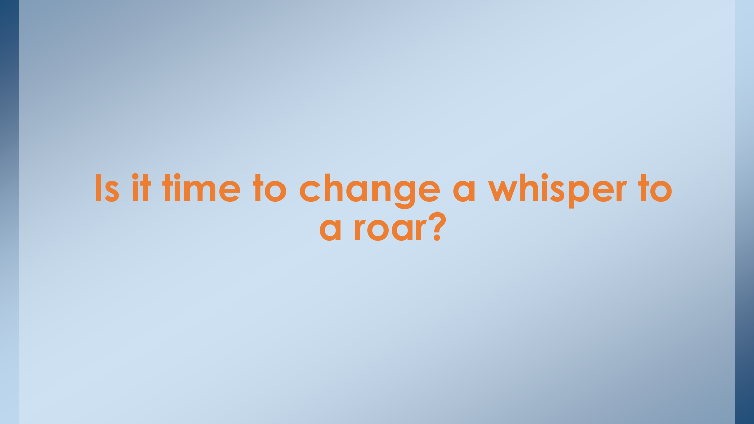# Is it time to change a whisper to a roar?